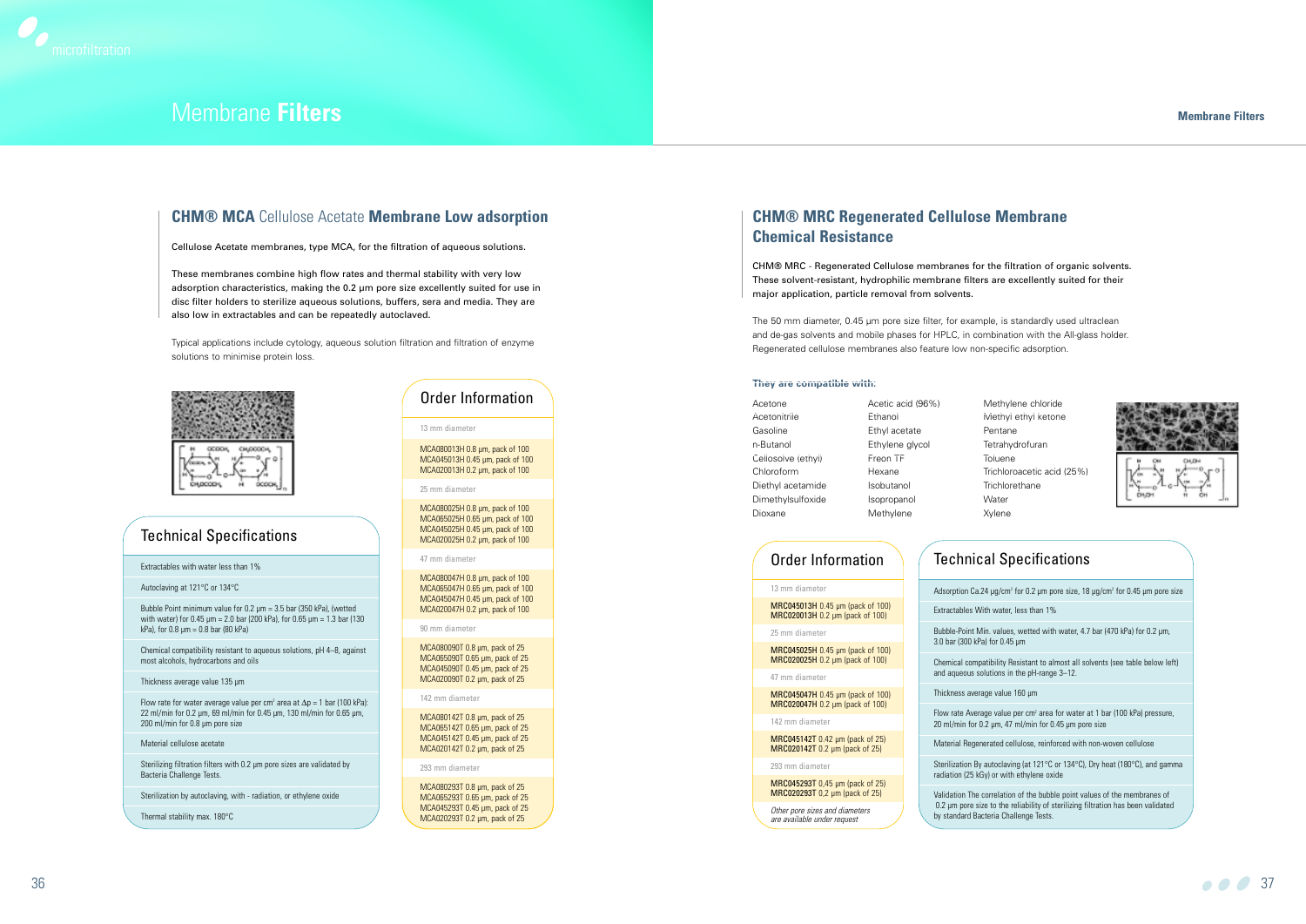# Membrane Filters

## CHM® MCA Cellulose Acetate Membrane Low adsorption

Cellulose Acetate membranes, type MCA, for the filtration of aqueous solutions.

These membranes combine high flow rates and thermal stability with very low adsorption characteristics, making the 0.2 µm pore size excellently suited for use in disc filter holders to sterilize aqueous solutions, buffers, sera and media. They are also low in extractables and can be repeatedly autoclaved.

Typical applications include cytology, aqueous solution filtration and filtration of enzyme solutions to minimise protein loss.

### Technical Specifications

| |
|---|
| Extractables with water less than 1% |
| Autoclaving at 121°C or 134°C |
| Bubble Point minimum value for 0.2 µm = 3.5 bar (350 kPa), (wetted with water) for 0.45 µm = 2.0 bar (200 kPa), for 0.65 µm = 1.3 bar (130 kPa), for 0.8 µm = 0.8 bar (80 kPa) |
| Chemical compatibility resistant to aqueous solutions, pH 4–8, against most alcohols, hydrocarbons and oils |
| Thickness average value 135 µm |
| Flow rate for water average value per cm² area at Δp = 1 bar (100 kPa): 22 ml/min for 0.2 µm, 69 ml/min for 0.45 µm, 130 ml/min for 0.65 µm, 200 ml/min for 0.8 µm pore size |
| Material cellulose acetate |
| Sterilizing filtration filters with 0.2 µm pore sizes are validated by Bacteria Challenge Tests. |
| Sterilization by autoclaving, with - radiation, or ethylene oxide |
| Thermal stability max. 180°C |

### Order Information

**13 mm diameter**
- MCA080013H 0.8 µm, pack of 100
- MCA045013H 0.45 µm, pack of 100
- MCA020013H 0.2 µm, pack of 100

**25 mm diameter**
- MCA080025H 0.8 µm, pack of 100
- MCA065025H 0.65 µm, pack of 100
- MCA045025H 0.45 µm, pack of 100
- MCA020025H 0.2 µm, pack of 100

**47 mm diameter**
- MCA080047H 0.8 µm, pack of 100
- MCA065047H 0.65 µm, pack of 100
- MCA045047H 0.45 µm, pack of 100
- MCA020047H 0.2 µm, pack of 100

**90 mm diameter**
- MCA080090T 0.8 µm, pack of 25
- MCA065090T 0.65 µm, pack of 25
- MCA045090T 0.45 µm, pack of 25
- MCA020090T 0.2 µm, pack of 25

**142 mm diameter**
- MCA080142T 0.8 µm, pack of 25
- MCA065142T 0.65 µm, pack of 25
- MCA045142T 0.45 µm, pack of 25
- MCA020142T 0.2 µm, pack of 25

**293 mm diameter**
- MCA080293T 0.8 µm, pack of 25
- MCA065293T 0.65 µm, pack of 25
- MCA045293T 0.45 µm, pack of 25
- MCA020293T 0.2 µm, pack of 25

## CHM® MRC Regenerated Cellulose Membrane Chemical Resistance

CHM® MRC - Regenerated Cellulose membranes for the filtration of organic solvents. These solvent-resistant, hydrophilic membrane filters are excellently suited for their major application, particle removal from solvents.

The 50 mm diameter, 0.45 µm pore size filter, for example, is standardly used ultraclean and de-gas solvents and mobile phases for HPLC, in combination with the All-glass holder. Regenerated cellulose membranes also feature low non-specific adsorption.

**They are compatible with:**

| | | |
|---|---|---|
| Acetone | Acetic acid (96%) | Methylene chloride |
| Acetonitrile | Ethanol | Methyl ethyl ketone |
| Gasoline | Ethyl acetate | Pentane |
| n-Butanol | Ethylene glycol | Tetrahydrofuran |
| Cellosolve (ethyl) | Freon TF | Toluene |
| Chloroform | Hexane | Trichloroacetic acid (25%) |
| Diethyl acetamide | Isobutanol | Trichlorethane |
| Dimethylsulfoxide | Isopropanol | Water |
| Dioxane | Methylene | Xylene |

### Order Information

**13 mm diameter**
- **MRC045013H** 0.45 µm (pack of 100)
- **MRC020013H** 0.2 µm (pack of 100)

**25 mm diameter**
- **MRC045025H** 0.45 µm (pack of 100)
- **MRC020025H** 0.2 µm (pack of 100)

**47 mm diameter**
- **MRC045047H** 0.45 µm (pack of 100)
- **MRC020047H** 0.2 µm (pack of 100)

**142 mm diameter**
- **MRC045142T** 0.42 µm (pack of 25)
- **MRC020142T** 0.2 µm (pack of 25)

**293 mm diameter**
- **MRC045293T** 0,45 µm (pack of 25)
- **MRC020293T** 0,2 µm (pack of 25)

*Other pore sizes and diameters are available under request*

### Technical Specifications

| |
|---|
| Adsorption Ca.24 µg/cm² for 0.2 µm pore size, 18 µg/cm² for 0.45 µm pore size |
| Extractables With water, less than 1% |
| Bubble-Point Min. values, wetted with water, 4.7 bar (470 kPa) for 0.2 µm, 3.0 bar (300 kPa) for 0.45 µm |
| Chemical compatibility Resistant to almost all solvents (see table below left) and aqueous solutions in the pH-range 3–12. |
| Thickness average value 160 µm |
| Flow rate Average value per cm² area for water at 1 bar (100 kPa) pressure, 20 ml/min for 0.2 µm, 47 ml/min for 0.45 µm pore size |
| Material Regenerated cellulose, reinforced with non-woven cellulose |
| Sterilization By autoclaving (at 121°C or 134°C), Dry heat (180°C), and gamma radiation (25 kGy) or with ethylene oxide |
| Validation The correlation of the bubble point values of the membranes of 0.2 µm pore size to the reliability of sterilizing filtration has been validated by standard Bacteria Challenge Tests. |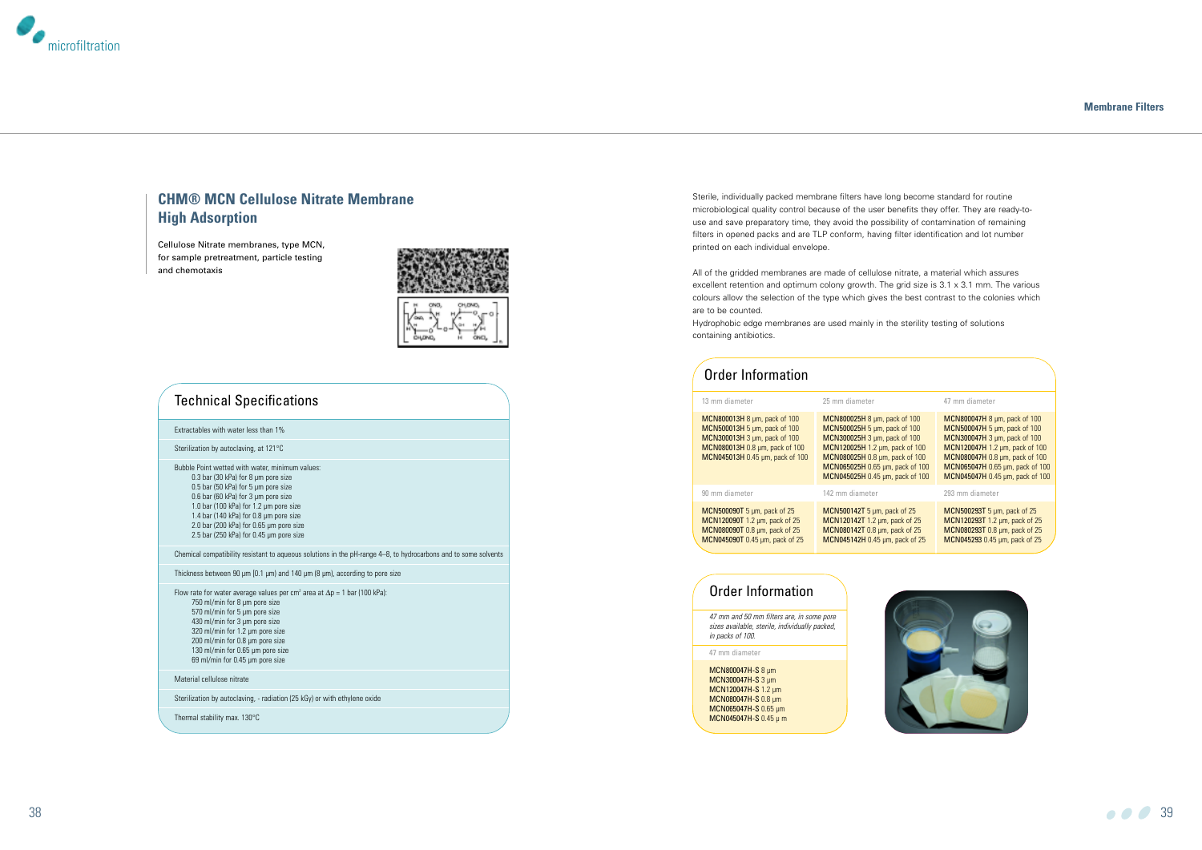# CHM® MCN Cellulose Nitrate Membrane High Adsorption

Cellulose Nitrate membranes, type MCN, for sample pretreatment, particle testing and chemotaxis

## Technical Specifications

| |
|---|
| Extractables with water less than 1% |
| Sterilization by autoclaving, at 121°C |
| Bubble Point wetted with water, minimum values:<br>0.3 bar (30 kPa) for 8 µm pore size<br>0.5 bar (50 kPa) for 5 µm pore size<br>0.6 bar (60 kPa) for 3 µm pore size<br>1.0 bar (100 kPa) for 1.2 µm pore size<br>1.4 bar (140 kPa) for 0.8 µm pore size<br>2.0 bar (200 kPa) for 0.65 µm pore size<br>2.5 bar (250 kPa) for 0.45 µm pore size |
| Chemical compatibility resistant to aqueous solutions in the pH-range 4–8, to hydrocarbons and to some solvents |
| Thickness between 90 µm (0.1 µm) and 140 µm (8 µm), according to pore size |
| Flow rate for water average values per $cm^2$ area at $\Delta p$ = 1 bar (100 kPa):<br>750 ml/min for 8 µm pore size<br>570 ml/min for 5 µm pore size<br>430 ml/min for 3 µm pore size<br>320 ml/min for 1.2 µm pore size<br>200 ml/min for 0.8 µm pore size<br>130 ml/min for 0.65 µm pore size<br>69 ml/min for 0.45 µm pore size |
| Material cellulose nitrate |
| Sterilization by autoclaving, - radiation (25 kGy) or with ethylene oxide |
| Thermal stability max. 130°C |

Sterile, individually packed membrane filters have long become standard for routine microbiological quality control because of the user benefits they offer. They are ready-to-use and save preparatory time, they avoid the possibility of contamination of remaining filters in opened packs and are TLP conform, having filter identification and lot number printed on each individual envelope.

All of the gridded membranes are made of cellulose nitrate, a material which assures excellent retention and optimum colony growth. The grid size is 3.1 x 3.1 mm. The various colours allow the selection of the type which gives the best contrast to the colonies which are to be counted.

Hydrophobic edge membranes are used mainly in the sterility testing of solutions containing antibiotics.

## Order Information

| 13 mm diameter | 25 mm diameter | 47 mm diameter |
|---|---|---|
| **MCN800013H** 8 µm, pack of 100<br>**MCN500013H** 5 µm, pack of 100<br>**MCN300013H** 3 µm, pack of 100<br>**MCN080013H** 0.8 µm, pack of 100<br>**MCN045013H** 0.45 µm, pack of 100 | **MCN800025H** 8 µm, pack of 100<br>**MCN500025H** 5 µm, pack of 100<br>**MCN300025H** 3 µm, pack of 100<br>**MCN120025H** 1.2 µm, pack of 100<br>**MCN080025H** 0.8 µm, pack of 100<br>**MCN065025H** 0.65 µm, pack of 100<br>**MCN045025H** 0.45 µm, pack of 100 | **MCN800047H** 8 µm, pack of 100<br>**MCN500047H** 5 µm, pack of 100<br>**MCN300047H** 3 µm, pack of 100<br>**MCN120047H** 1.2 µm, pack of 100<br>**MCN080047H** 0.8 µm, pack of 100<br>**MCN065047H** 0.65 µm, pack of 100<br>**MCN045047H** 0.45 µm, pack of 100 |
| **90 mm diameter** | **142 mm diameter** | **293 mm diameter** |
| **MCN500090T** 5 µm, pack of 25<br>**MCN120090T** 1.2 µm, pack of 25<br>**MCN080090T** 0.8 µm, pack of 25<br>**MCN045090T** 0.45 µm, pack of 25 | **MCN500142T** 5 µm, pack of 25<br>**MCN120142T** 1.2 µm, pack of 25<br>**MCN080142T** 0.8 µm, pack of 25<br>**MCN045142H** 0.45 µm, pack of 25 | **MCN500293T** 5 µm, pack of 25<br>**MCN120293T** 1.2 µm, pack of 25<br>**MCN080293T** 0.8 µm, pack of 25<br>**MCN045293** 0.45 µm, pack of 25 |

## Order Information

*47 mm and 50 mm filters are, in some pore sizes available, sterile, individually packed, in packs of 100.*

47 mm diameter

MCN800047H-S 8 µm
MCN300047H-S 3 µm
MCN120047H-S 1.2 µm
MCN080047H-S 0.8 µm
MCN065047H-S 0.65 µm
MCN045047H-S 0.45 µ m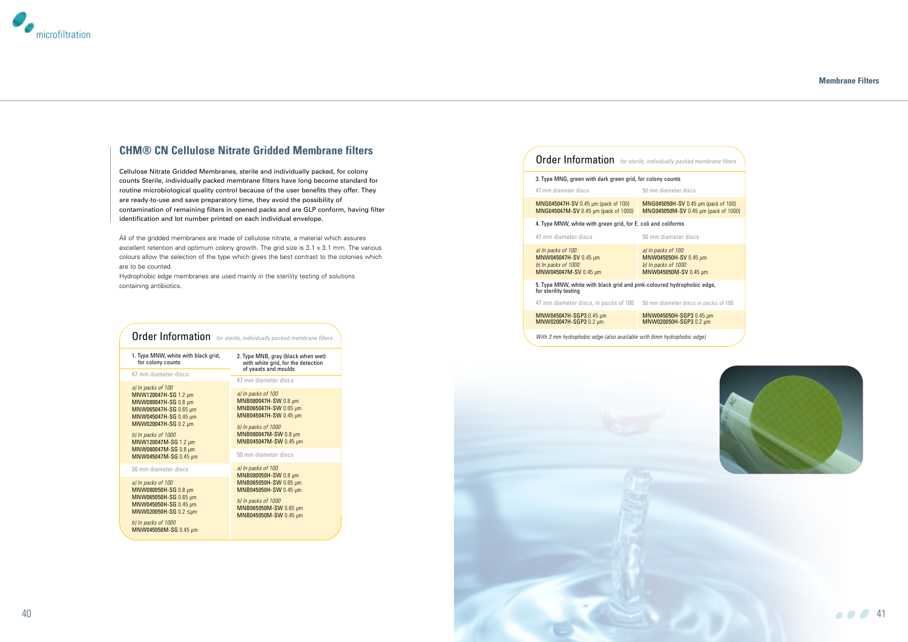## CHM® CN Cellulose Nitrate Gridded Membrane filters

Cellulose Nitrate Gridded Membranes, sterile and individually packed, for colony counts Sterile, individually packed membrane filters have long become standard for routine microbiological quality control because of the user benefits they offer. They are ready-to-use and save preparatory time, they avoid the possibility of contamination of remaining filters in opened packs and are GLP conform, having filter identification and lot number printed on each individual envelope.

All of the gridded membranes are made of cellulose nitrate, a material which assures excellent retention and optimum colony growth. The grid size is 3.1 x 3.1 mm. The various colours allow the selection of the type which gives the best contrast to the colonies which are to be counted.
Hydrophobic edge membranes are used mainly in the sterility testing of solutions containing antibiotics.

### Order Information *for sterile, individually packed membrane filters*

| 1. Type MNW, white with black grid, for colony counts | 2. Type MNB, gray (black when wet) with white grid, for the detection of yeasts and moulds |
|---|---|
| 47 mm diameter discs: | 47 mm diameter discs |
| *a) In packs of 100*<br>**MNW120047H-SG** 1.2 µm<br>**MNW080047H-SG** 0.8 µm<br>**MNW065047H-SG** 0.65 µm<br>**MNW045047H-SG** 0.45 µm<br>**MNW020047H-SG** 0.2 µm<br>*b) In packs of 1000*<br>**MNW120047M-SG** 1.2 µm<br>**MNW080047M-SG** 0.8 µm<br>**MNW045047M-SG** 0.45 µm | *a) In packs of 100*<br>**MNB080047H-SW** 0.8 µm<br>**MNB065047H-SW** 0.65 µm<br>**MNB045047H-SW** 0.45 µm<br>*b) In packs of 1000*<br>**MNB080047M-SW** 0.8 µm<br>**MNB045047M-SW** 0.45 µm |
| 50 mm diameter discs | 50 mm diameter discs |
| *a) In packs of 100*<br>**MNW080050H-SG** 0.8 µm<br>**MNW065050H-SG** 0.65 µm<br>**MNW045050H-SG** 0.45 µm<br>**MNW020050H-SG** 0.2 ≤µm<br>*b) In packs of 1000*<br>**MNW045050M-SG** 0.45 µm | *a) In packs of 100*<br>**MNB080050H-SW** 0.8 µm<br>**MNB065050H-SW** 0.65 µm<br>**MNB045050H-SW** 0.45 µm<br>*b) In packs of 1000*<br>**MNB065050M-SW** 0.65 µm<br>**MNB045050M-SW** 0.45 µm |

### Order Information *for sterile, individually packed membrane filters*

| 3. Type MNG, green with dark green grid, for colony counts | |
|---|---|
| 47 mm diameter discs | 50 mm diameter discs |
| **MNG045047H-SV** 0.45 µm (pack of 100)<br>**MNG045047M-SV** 0.45 µm (pack of 1000) | **MNG045050H-SV** 0.45 µm (pack of 100)<br>**MNG045050M-SV** 0.45 µm (pack of 1000) |
| **4. Type MNW, white with green grid, for E. coli and coliforms** | |
| 47 mm diameter discs | 50 mm diameter discs |
| *a) In packs of 100:*<br>**MNW045047H-SV** 0.45 µm<br>*b) In packs of 1000:*<br>**MNW045047M-SV** 0.45 µm | *a) In packs of 100:*<br>**MNW045050H-SV** 0.45 µm<br>*b) In packs of 1000:*<br>**MNW045050M-SV** 0.45 µm |
| **5. Type MNW, white with black grid and pink-coloured hydrophobic edge, for sterility testing** | |
| 47 mm diameter discs, in packs of 100 | 50 mm diameter discs in packs of 100 |
| **MNW045047H-SGP3** 0.45 µm<br>**MNW020047H-SGP3** 0.2 µm | **MNW045050H-SGP3** 0.45 µm<br>**MNW020050H-SGP3** 0.2 µm |

*With 3 mm hydrophobic edge (also available with 6mm hydrophobic edge)*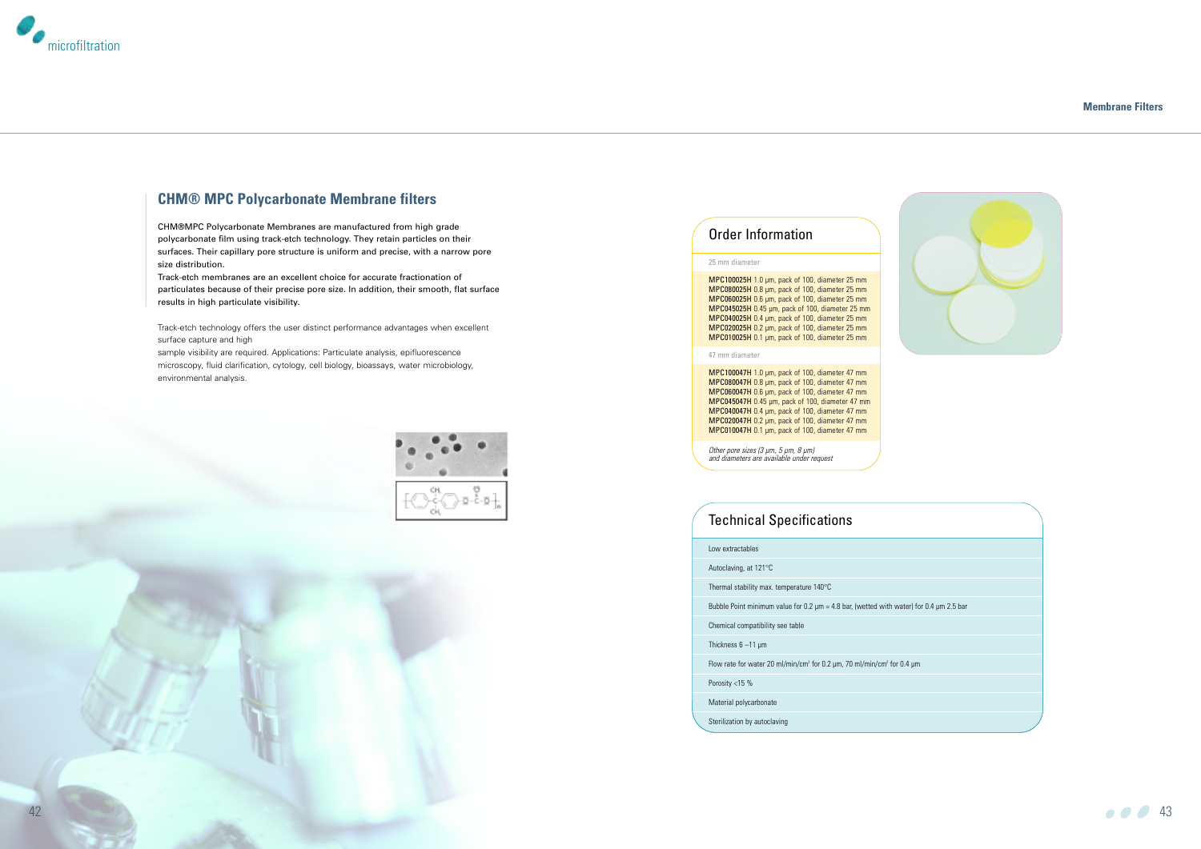## CHM® MPC Polycarbonate Membrane filters

CHM®MPC Polycarbonate Membranes are manufactured from high grade polycarbonate film using track-etch technology. They retain particles on their surfaces. Their capillary pore structure is uniform and precise, with a narrow pore size distribution.

Track-etch membranes are an excellent choice for accurate fractionation of particulates because of their precise pore size. In addition, their smooth, flat surface results in high particulate visibility.

Track-etch technology offers the user distinct performance advantages when excellent surface capture and high sample visibility are required. Applications: Particulate analysis, epifluorescence microscopy, fluid clarification, cytology, cell biology, bioassays, water microbiology, environmental analysis.

### Order Information

25 mm diameter

**MPC100025H** 1.0 µm, pack of 100, diameter 25 mm
**MPC080025H** 0.8 µm, pack of 100, diameter 25 mm
**MPC060025H** 0.6 µm, pack of 100, diameter 25 mm
**MPC045025H** 0.45 µm, pack of 100, diameter 25 mm
**MPC040025H** 0.4 µm, pack of 100, diameter 25 mm
**MPC020025H** 0.2 µm, pack of 100, diameter 25 mm
**MPC010025H** 0.1 µm, pack of 100, diameter 25 mm

47 mm diameter

**MPC100047H** 1.0 µm, pack of 100, diameter 47 mm
**MPC080047H** 0.8 µm, pack of 100, diameter 47 mm
**MPC060047H** 0.6 µm, pack of 100, diameter 47 mm
**MPC045047H** 0.45 µm, pack of 100, diameter 47 mm
**MPC040047H** 0.4 µm, pack of 100, diameter 47 mm
**MPC020047H** 0.2 µm, pack of 100, diameter 47 mm
**MPC010047H** 0.1 µm, pack of 100, diameter 47 mm

*Other pore sizes (3 µm, 5 µm, 8 µm) and diameters are available under request*

### Technical Specifications

| |
|---|
| Low extractables |
| Autoclaving, at 121°C |
| Thermal stability max. temperature 140°C |
| Bubble Point minimum value for 0.2 µm = 4.8 bar, (wetted with water) for 0.4 µm 2.5 bar |
| Chemical compatibility see table |
| Thickness 6 –11 µm |
| Flow rate for water 20 ml/min/cm² for 0.2 µm, 70 ml/min/cm² for 0.4 µm |
| Porosity <15 % |
| Material polycarbonate |
| Sterilization by autoclaving |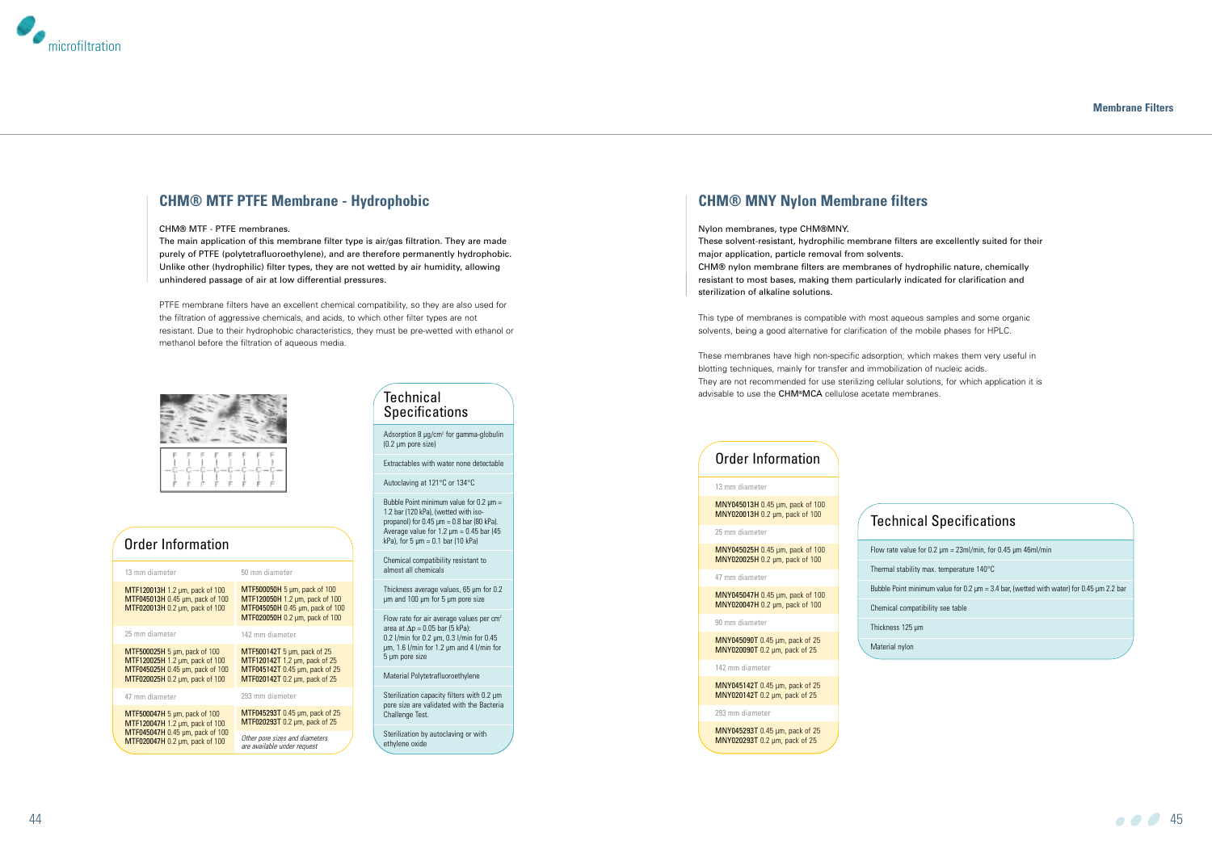## CHM® MTF PTFE Membrane - Hydrophobic

CHM® MTF - PTFE membranes.
The main application of this membrane filter type is air/gas filtration. They are made purely of PTFE (polytetrafluoroethylene), and are therefore permanently hydrophobic. Unlike other (hydrophilic) filter types, they are not wetted by air humidity, allowing unhindered passage of air at low differential pressures.

PTFE membrane filters have an excellent chemical compatibility, so they are also used for the filtration of aggressive chemicals, and acids, to which other filter types are not resistant. Due to their hydrophobic characteristics, they must be pre-wetted with ethanol or methanol before the filtration of aqueous media.

### Order Information

| 13 mm diameter | 50 mm diameter |
|---|---|
| **MTF120013H** 1.2 µm, pack of 100<br>**MTF045013H** 0.45 µm, pack of 100<br>**MTF020013H** 0.2 µm, pack of 100 | **MTF500050H** 5 µm, pack of 100<br>**MTF120050H** 1.2 µm, pack of 100<br>**MTF045050H** 0.45 µm, pack of 100<br>**MTF020050H** 0.2 µm, pack of 100 |
| 25 mm diameter | 142 mm diameter |
| **MTF500025H** 5 µm, pack of 100<br>**MTF120025H** 1.2 µm, pack of 100<br>**MTF045025H** 0.45 µm, pack of 100<br>**MTF020025H** 0.2 µm, pack of 100 | **MTF500142T** 5 µm, pack of 25<br>**MTF120142T** 1.2 µm, pack of 25<br>**MTF045142T** 0.45 µm, pack of 25<br>**MTF020142T** 0.2 µm, pack of 25 |
| 47 mm diameter | 293 mm diameter |
| **MTF500047H** 5 µm, pack of 100<br>**MTF120047H** 1.2 µm, pack of 100<br>**MTF045047H** 0.45 µm, pack of 100<br>**MTF020047H** 0.2 µm, pack of 100 | **MTF045293T** 0.45 µm, pack of 25<br>**MTF020293T** 0.2 µm, pack of 25<br><br>*Other pore sizes and diameters are available under request* |

### Technical Specifications

- Adsorption 8 µg/cm² for gamma-globulin (0.2 µm pore size)
- Extractables with water none detectable
- Autoclaving at 121°C or 134°C
- Bubble Point minimum value for 0.2 µm = 1.2 bar (120 kPa), (wetted with iso-propanol) for 0.45 µm = 0.8 bar (80 kPa). Average value for 1.2 µm = 0.45 bar (45 kPa), for 5 µm = 0.1 bar (10 kPa)
- Chemical compatibility resistant to almost all chemicals
- Thickness average values, 65 µm for 0.2 µm and 100 µm for 5 µm pore size
- Flow rate for air average values per cm² area at $\Delta p$ = 0.05 bar (5 kPa): 0.2 l/min for 0.2 µm, 0.3 l/min for 0.45 µm, 1.6 l/min for 1.2 µm and 4 l/min for 5 µm pore size
- Material Polytetrafluoroethylene
- Sterilization capacity filters with 0.2 µm pore size are validated with the Bacteria Challenge Test.
- Sterilization by autoclaving or with ethylene oxide

## CHM® MNY Nylon Membrane filters

Nylon membranes, type CHM®MNY.
These solvent-resistant, hydrophilic membrane filters are excellently suited for their major application, particle removal from solvents.
CHM® nylon membrane filters are membranes of hydrophilic nature, chemically resistant to most bases, making them particularly indicated for clarification and sterilization of alkaline solutions.

This type of membranes is compatible with most aqueous samples and some organic solvents, being a good alternative for clarification of the mobile phases for HPLC.

These membranes have high non-specific adsorption, which makes them very useful in blotting techniques, mainly for transfer and immobilization of nucleic acids.
They are not recommended for use sterilizing cellular solutions, for which application it is advisable to use the CHM®MCA cellulose acetate membranes.

### Order Information

| Diameter | Products |
|---|---|
| 13 mm diameter | **MNY045013H** 0.45 µm, pack of 100<br>**MNY020013H** 0.2 µm, pack of 100 |
| 25 mm diameter | **MNY045025H** 0.45 µm, pack of 100<br>**MNY020025H** 0.2 µm, pack of 100 |
| 47 mm diameter | **MNY045047H** 0.45 µm, pack of 100<br>**MNY020047H** 0.2 µm, pack of 100 |
| 90 mm diameter | **MNY045090T** 0.45 µm, pack of 25<br>**MNY020090T** 0.2 µm, pack of 25 |
| 142 mm diameter | **MNY045142T** 0.45 µm, pack of 25<br>**MNY020142T** 0.2 µm, pack of 25 |
| 293 mm diameter | **MNY045293T** 0.45 µm, pack of 25<br>**MNY020293T** 0.2 µm, pack of 25 |

### Technical Specifications

- Flow rate value for 0.2 µm = 23ml/min, for 0.45 µm 46ml/min
- Thermal stability max. temperature 140°C
- Bubble Point minimum value for 0.2 µm = 3.4 bar, (wetted with water) for 0.45 µm 2.2 bar
- Chemical compatibility see table
- Thickness 125 µm
- Material nylon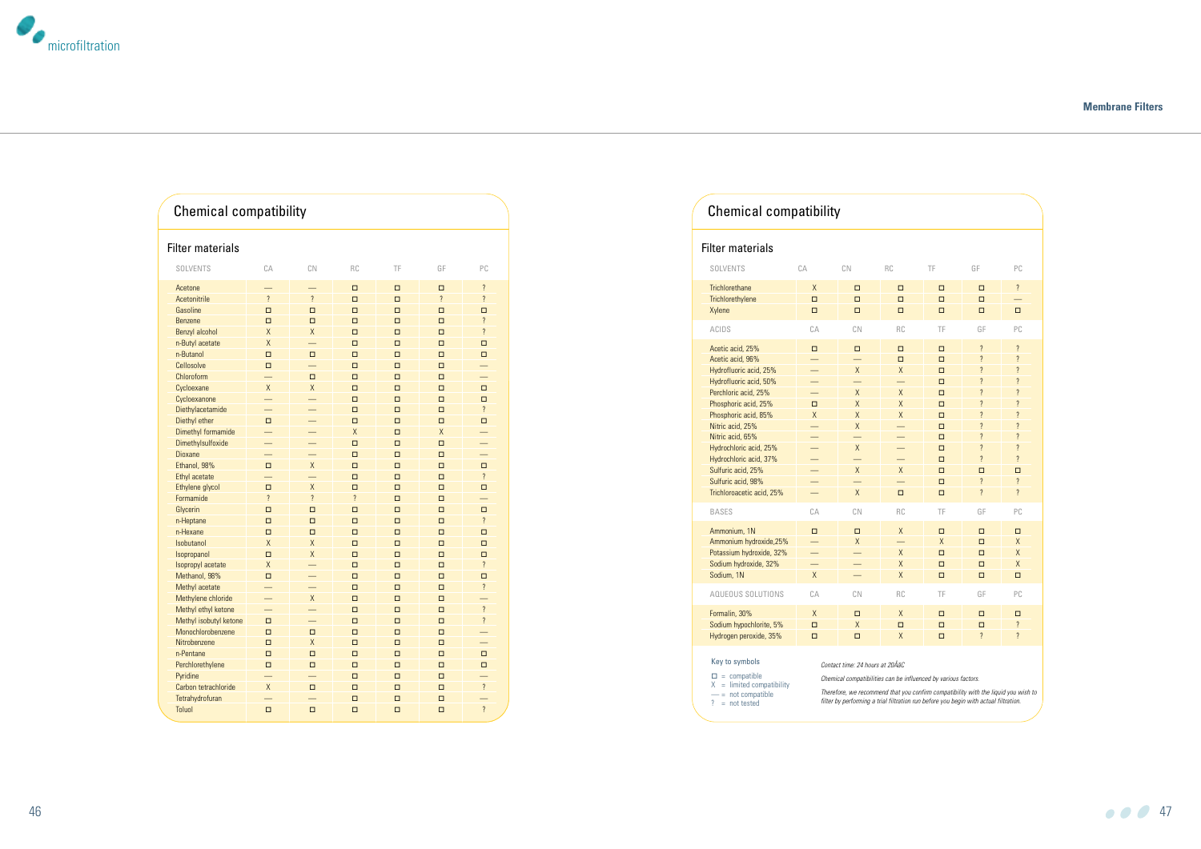## Chemical compatibility

### Filter materials

| SOLVENTS | CA | CN | RC | TF | GF | PC |
|---|---|---|---|---|---|---|
| Acetone | — | — | □ | □ | □ | ? |
| Acetonitrile | ? | ? | □ | □ | ? | ? |
| Gasoline | □ | □ | □ | □ | □ | □ |
| Benzene | □ | □ | □ | □ | □ | ? |
| Benzyl alcohol | X | X | □ | □ | □ | ? |
| n-Butyl acetate | X | — | □ | □ | □ | □ |
| n-Butanol | □ | □ | □ | □ | □ | □ |
| Cellosolve | □ | — | □ | □ | □ | — |
| Chloroform | — | □ | □ | □ | □ | — |
| Cycloexane | X | X | □ | □ | □ | □ |
| Cycloexanone | — | — | □ | □ | □ | □ |
| Diethylacetamide | — | — | □ | □ | □ | ? |
| Diethyl ether | □ | — | □ | □ | □ | □ |
| Dimethyl formamide | — | — | X | □ | X | — |
| Dimethylsulfoxide | — | — | □ | □ | □ | — |
| Dioxane | — | — | □ | □ | □ | — |
| Ethanol, 98% | □ | X | □ | □ | □ | □ |
| Ethyl acetate | — | — | □ | □ | □ | ? |
| Ethylene glycol | □ | X | □ | □ | □ | □ |
| Formamide | ? | ? | ? | □ | □ | — |
| Glycerin | □ | □ | □ | □ | □ | □ |
| n-Heptane | □ | □ | □ | □ | □ | ? |
| n-Hexane | □ | □ | □ | □ | □ | □ |
| Isobutanol | X | X | □ | □ | □ | □ |
| Isopropanol | □ | X | □ | □ | □ | □ |
| Isopropyl acetate | X | — | □ | □ | □ | ? |
| Methanol, 98% | □ | — | □ | □ | □ | □ |
| Methyl acetate | — | — | □ | □ | □ | ? |
| Methylene chloride | — | X | □ | □ | □ | — |
| Methyl ethyl ketone | — | — | □ | □ | □ | ? |
| Methyl isobutyl ketone | □ | — | □ | □ | □ | ? |
| Monochlorobenzene | □ | □ | □ | □ | □ | — |
| Nitrobenzene | □ | X | □ | □ | □ | — |
| n-Pentane | □ | □ | □ | □ | □ | □ |
| Perchlorethylene | □ | □ | □ | □ | □ | □ |
| Pyridine | — | — | □ | □ | □ | — |
| Carbon tetrachloride | X | □ | □ | □ | □ | ? |
| Tetrahydrofuran | — | — | □ | □ | □ | — |
| Toluol | □ | □ | □ | □ | □ | ? |

## Chemical compatibility

### Filter materials

| SOLVENTS | CA | CN | RC | TF | GF | PC |
|---|---|---|---|---|---|---|
| Trichlorethane | X | □ | □ | □ | □ | ? |
| Trichlorethylene | □ | □ | □ | □ | □ | — |
| Xylene | □ | □ | □ | □ | □ | □ |
| **ACIDS** | **CA** | **CN** | **RC** | **TF** | **GF** | **PC** |
| Acetic acid, 25% | □ | □ | □ | □ | ? | ? |
| Acetic acid, 96% | — | — | □ | □ | ? | ? |
| Hydrofluoric acid, 25% | — | X | X | □ | ? | ? |
| Hydrofluoric acid, 50% | — | — | — | □ | ? | ? |
| Perchloric acid, 25% | — | X | X | □ | ? | ? |
| Phosphoric acid, 25% | □ | X | X | □ | ? | ? |
| Phosphoric acid, 85% | X | X | X | □ | ? | ? |
| Nitric acid, 25% | — | X | — | □ | ? | ? |
| Nitric acid, 65% | — | — | — | □ | ? | ? |
| Hydrochloric acid, 25% | — | X | — | □ | ? | ? |
| Hydrochloric acid, 37% | — | — | — | □ | ? | ? |
| Sulfuric acid, 25% | — | X | X | □ | □ | □ |
| Sulfuric acid, 98% | — | — | — | □ | ? | ? |
| Trichloroacetic acid, 25% | — | X | □ | □ | ? | ? |
| **BASES** | **CA** | **CN** | **RC** | **TF** | **GF** | **PC** |
| Ammonium, 1N | □ | □ | X | □ | □ | □ |
| Ammonium hydroxide,25% | — | X | — | X | □ | X |
| Potassium hydroxide, 32% | — | — | X | □ | □ | X |
| Sodium hydroxide, 32% | — | — | X | □ | □ | X |
| Sodium, 1N | X | — | X | □ | □ | □ |
| **AQUEOUS SOLUTIONS** | **CA** | **CN** | **RC** | **TF** | **GF** | **PC** |
| Formalin, 30% | X | □ | X | □ | □ | □ |
| Sodium hypochlorite, 5% | □ | X | □ | □ | □ | ? |
| Hydrogen peroxide, 35% | □ | □ | X | □ | ? | ? |

**Key to symbols**

- □ = compatible
- X = limited compatibility
- — = not compatible
- ? = not tested

*Contact time: 24 hours at 20ÂßC*

*Chemical compatibilities can be influenced by various factors.*

*Therefore, we recommend that you confirm compatibility with the liquid you wish to filter by performing a trial filtration run before you begin with actual filtration.*